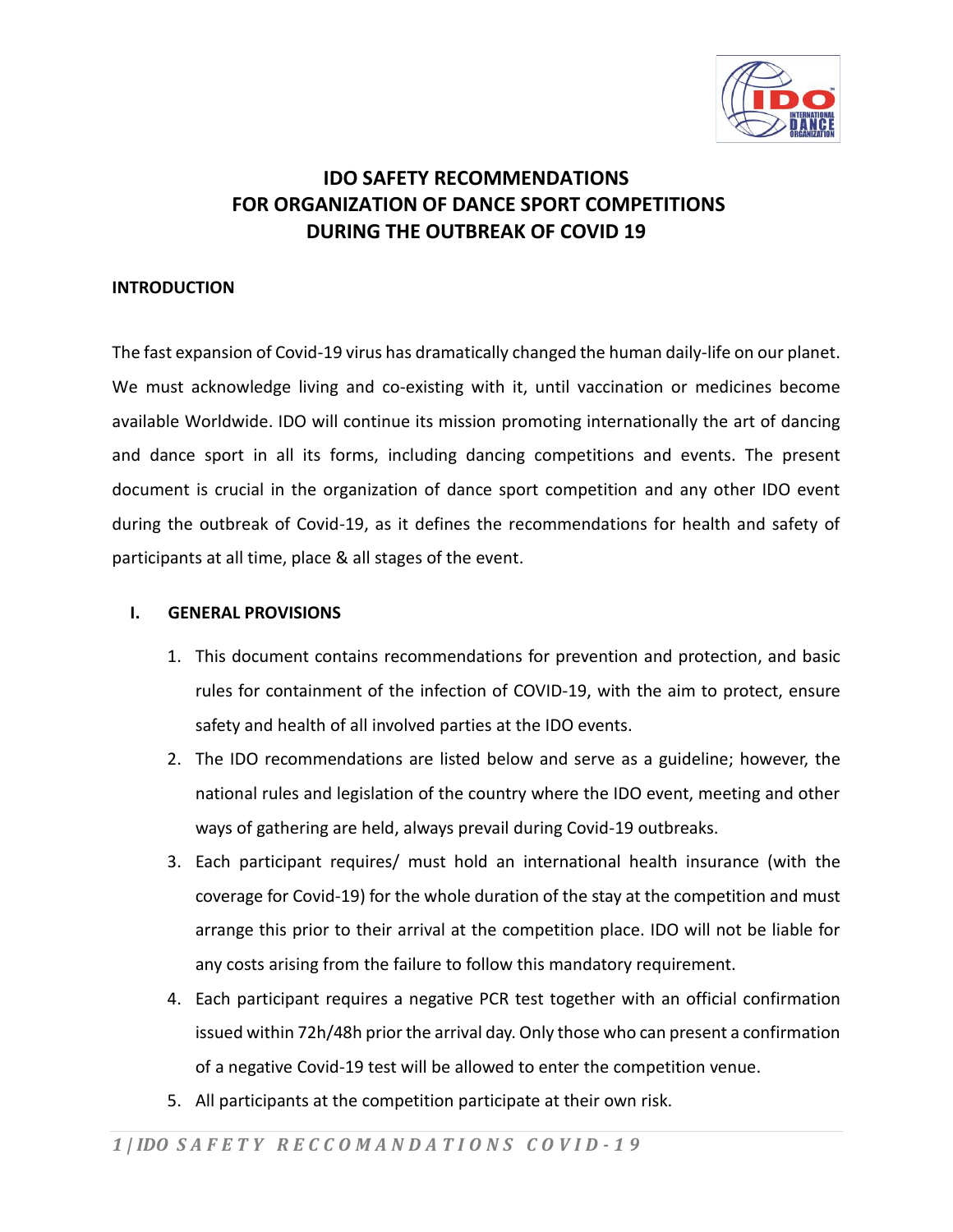# IDO SAFETY RECOMMENDATIONS FOR ORGANIZATION OF DANCE SPORT COMPETITIONS DURING THE OUTBREAK OF COVID 19

## INTRODUCTION

The fast expansion of Covid-19 virus has dramatically changed the human daily-life on our planet. We must acknowledge living and co-existing with it, until vaccination or medicines become available Worldwide. IDO will continue its mission promoting internationally the art of dancing and dance sport in all its forms, including dancing competitions and events. The present document is crucial in the organization of dance sport competition and any other IDO event during the outbreak of Covid-19, as it defines the recommendations for health and safety of participants at all time, place & all stages of the event.

## I. GENERAL PROVISIONS

1. This document contains recommendations for prevention and protection, and basic rules for containment of the infection of COVID-19, with the aim to protect, ensure safety and health of all involved parties at the IDO events.
2. The IDO recommendations are listed below and serve as a guideline; however, the national rules and legislation of the country where the IDO event, meeting and other ways of gathering are held, always prevail during Covid-19 outbreaks.
3. Each participant requires/ must hold an international health insurance (with the coverage for Covid-19) for the whole duration of the stay at the competition and must arrange this prior to their arrival at the competition place. IDO will not be liable for any costs arising from the failure to follow this mandatory requirement.
4. Each participant requires a negative PCR test together with an official confirmation issued within 72h/48h prior the arrival day. Only those who can present a confirmation of a negative Covid-19 test will be allowed to enter the competition venue.
5. All participants at the competition participate at their own risk.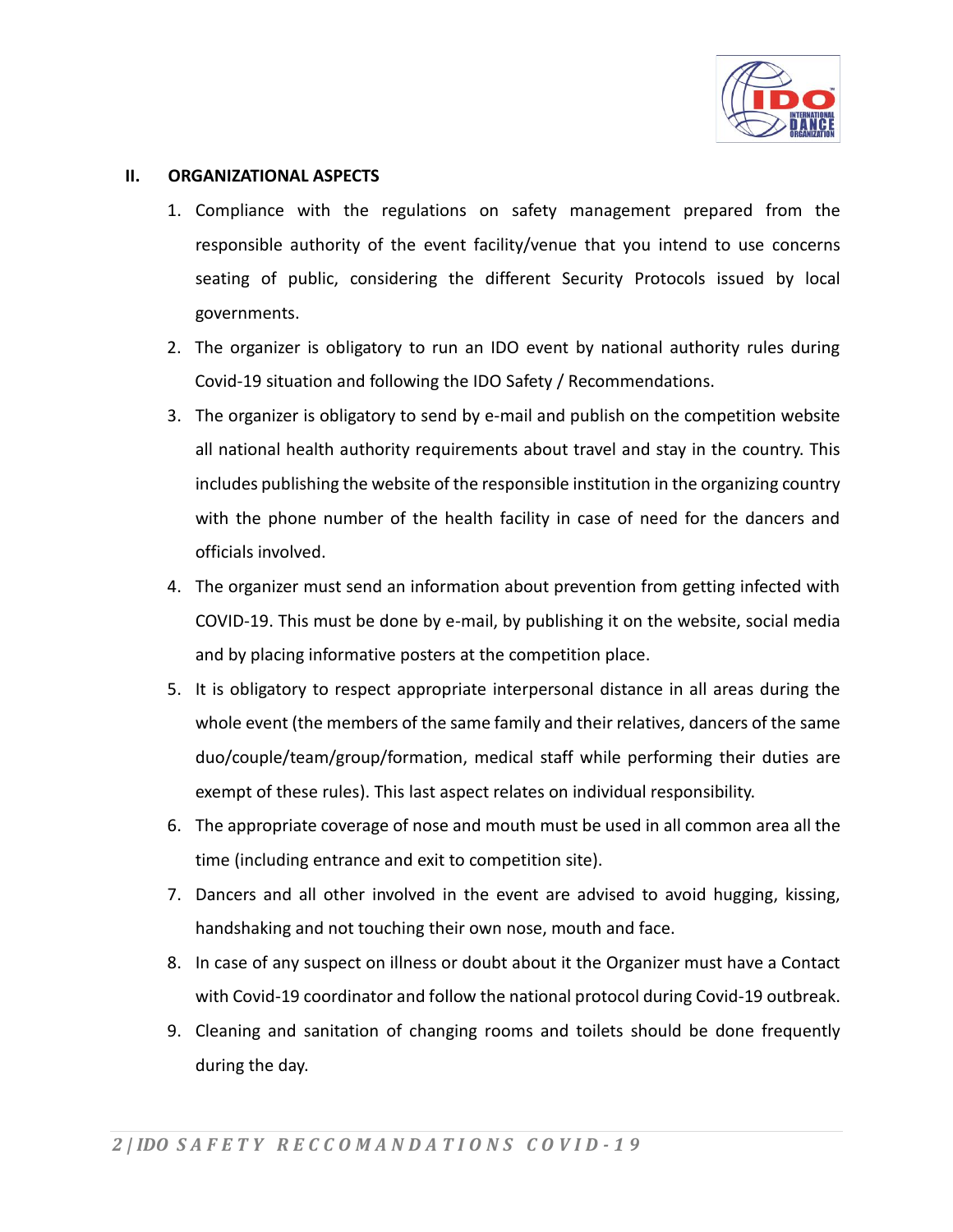## II. ORGANIZATIONAL ASPECTS

1. Compliance with the regulations on safety management prepared from the responsible authority of the event facility/venue that you intend to use concerns seating of public, considering the different Security Protocols issued by local governments.
2. The organizer is obligatory to run an IDO event by national authority rules during Covid-19 situation and following the IDO Safety / Recommendations.
3. The organizer is obligatory to send by e-mail and publish on the competition website all national health authority requirements about travel and stay in the country. This includes publishing the website of the responsible institution in the organizing country with the phone number of the health facility in case of need for the dancers and officials involved.
4. The organizer must send an information about prevention from getting infected with COVID-19. This must be done by e-mail, by publishing it on the website, social media and by placing informative posters at the competition place.
5. It is obligatory to respect appropriate interpersonal distance in all areas during the whole event (the members of the same family and their relatives, dancers of the same duo/couple/team/group/formation, medical staff while performing their duties are exempt of these rules). This last aspect relates on individual responsibility.
6. The appropriate coverage of nose and mouth must be used in all common area all the time (including entrance and exit to competition site).
7. Dancers and all other involved in the event are advised to avoid hugging, kissing, handshaking and not touching their own nose, mouth and face.
8. In case of any suspect on illness or doubt about it the Organizer must have a Contact with Covid-19 coordinator and follow the national protocol during Covid-19 outbreak.
9. Cleaning and sanitation of changing rooms and toilets should be done frequently during the day.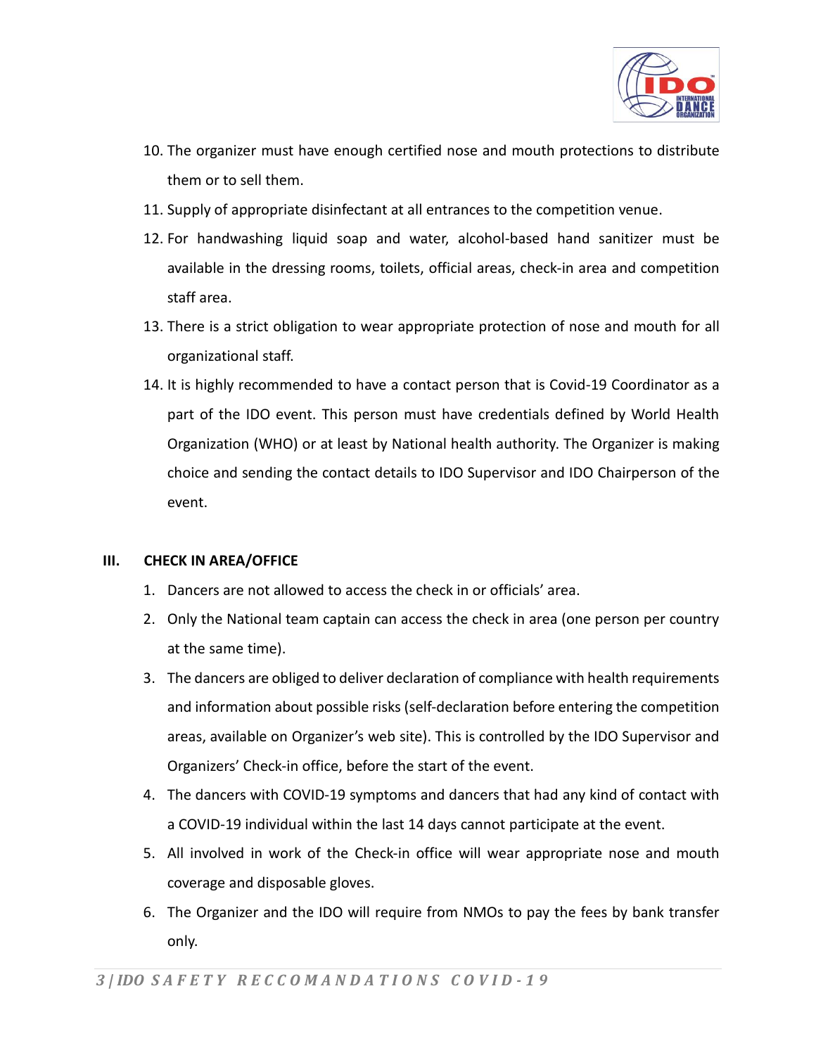10. The organizer must have enough certified nose and mouth protections to distribute them or to sell them.
11. Supply of appropriate disinfectant at all entrances to the competition venue.
12. For handwashing liquid soap and water, alcohol-based hand sanitizer must be available in the dressing rooms, toilets, official areas, check-in area and competition staff area.
13. There is a strict obligation to wear appropriate protection of nose and mouth for all organizational staff.
14. It is highly recommended to have a contact person that is Covid-19 Coordinator as a part of the IDO event. This person must have credentials defined by World Health Organization (WHO) or at least by National health authority. The Organizer is making choice and sending the contact details to IDO Supervisor and IDO Chairperson of the event.

## III. CHECK IN AREA/OFFICE

1. Dancers are not allowed to access the check in or officials' area.
2. Only the National team captain can access the check in area (one person per country at the same time).
3. The dancers are obliged to deliver declaration of compliance with health requirements and information about possible risks (self-declaration before entering the competition areas, available on Organizer's web site). This is controlled by the IDO Supervisor and Organizers' Check-in office, before the start of the event.
4. The dancers with COVID-19 symptoms and dancers that had any kind of contact with a COVID-19 individual within the last 14 days cannot participate at the event.
5. All involved in work of the Check-in office will wear appropriate nose and mouth coverage and disposable gloves.
6. The Organizer and the IDO will require from NMOs to pay the fees by bank transfer only.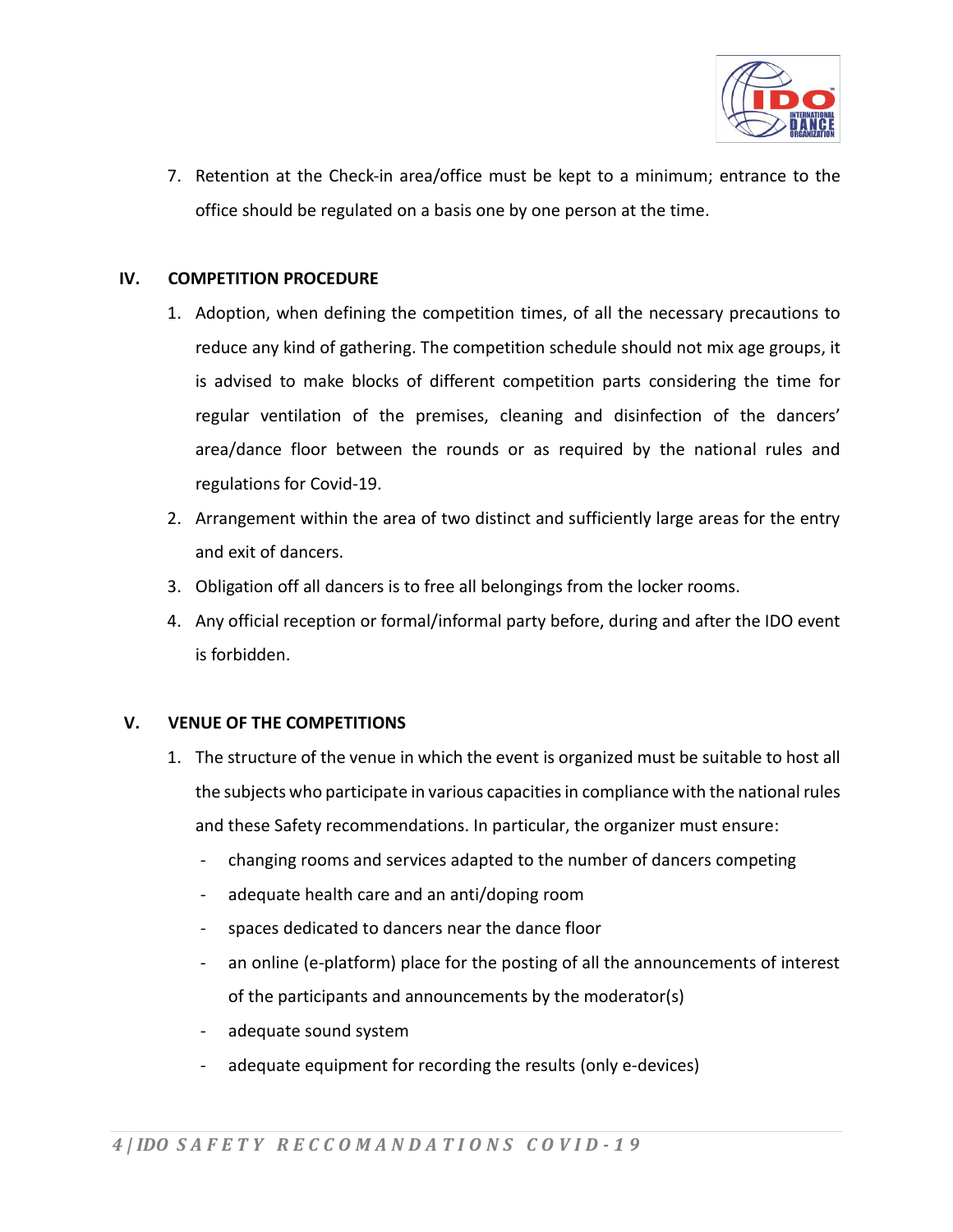7. Retention at the Check-in area/office must be kept to a minimum; entrance to the office should be regulated on a basis one by one person at the time.

## IV. COMPETITION PROCEDURE

1. Adoption, when defining the competition times, of all the necessary precautions to reduce any kind of gathering. The competition schedule should not mix age groups, it is advised to make blocks of different competition parts considering the time for regular ventilation of the premises, cleaning and disinfection of the dancers' area/dance floor between the rounds or as required by the national rules and regulations for Covid-19.
2. Arrangement within the area of two distinct and sufficiently large areas for the entry and exit of dancers.
3. Obligation off all dancers is to free all belongings from the locker rooms.
4. Any official reception or formal/informal party before, during and after the IDO event is forbidden.

## V. VENUE OF THE COMPETITIONS

1. The structure of the venue in which the event is organized must be suitable to host all the subjects who participate in various capacities in compliance with the national rules and these Safety recommendations. In particular, the organizer must ensure:
   - changing rooms and services adapted to the number of dancers competing
   - adequate health care and an anti/doping room
   - spaces dedicated to dancers near the dance floor
   - an online (e-platform) place for the posting of all the announcements of interest of the participants and announcements by the moderator(s)
   - adequate sound system
   - adequate equipment for recording the results (only e-devices)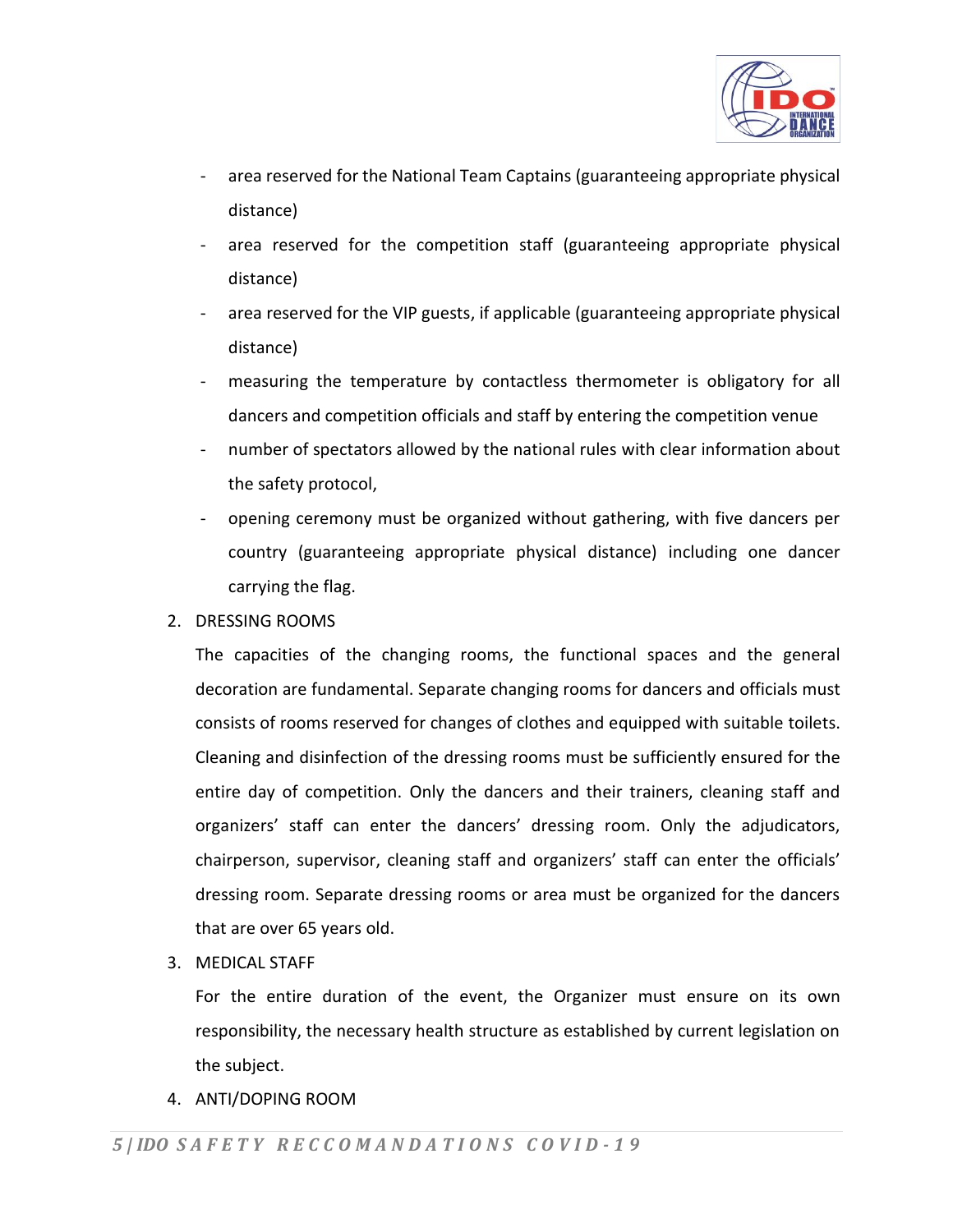- area reserved for the National Team Captains (guaranteeing appropriate physical distance)
- area reserved for the competition staff (guaranteeing appropriate physical distance)
- area reserved for the VIP guests, if applicable (guaranteeing appropriate physical distance)
- measuring the temperature by contactless thermometer is obligatory for all dancers and competition officials and staff by entering the competition venue
- number of spectators allowed by the national rules with clear information about the safety protocol,
- opening ceremony must be organized without gathering, with five dancers per country (guaranteeing appropriate physical distance) including one dancer carrying the flag.

2. DRESSING ROOMS

   The capacities of the changing rooms, the functional spaces and the general decoration are fundamental. Separate changing rooms for dancers and officials must consists of rooms reserved for changes of clothes and equipped with suitable toilets. Cleaning and disinfection of the dressing rooms must be sufficiently ensured for the entire day of competition. Only the dancers and their trainers, cleaning staff and organizers' staff can enter the dancers' dressing room. Only the adjudicators, chairperson, supervisor, cleaning staff and organizers' staff can enter the officials' dressing room. Separate dressing rooms or area must be organized for the dancers that are over 65 years old.

3. MEDICAL STAFF

   For the entire duration of the event, the Organizer must ensure on its own responsibility, the necessary health structure as established by current legislation on the subject.

4. ANTI/DOPING ROOM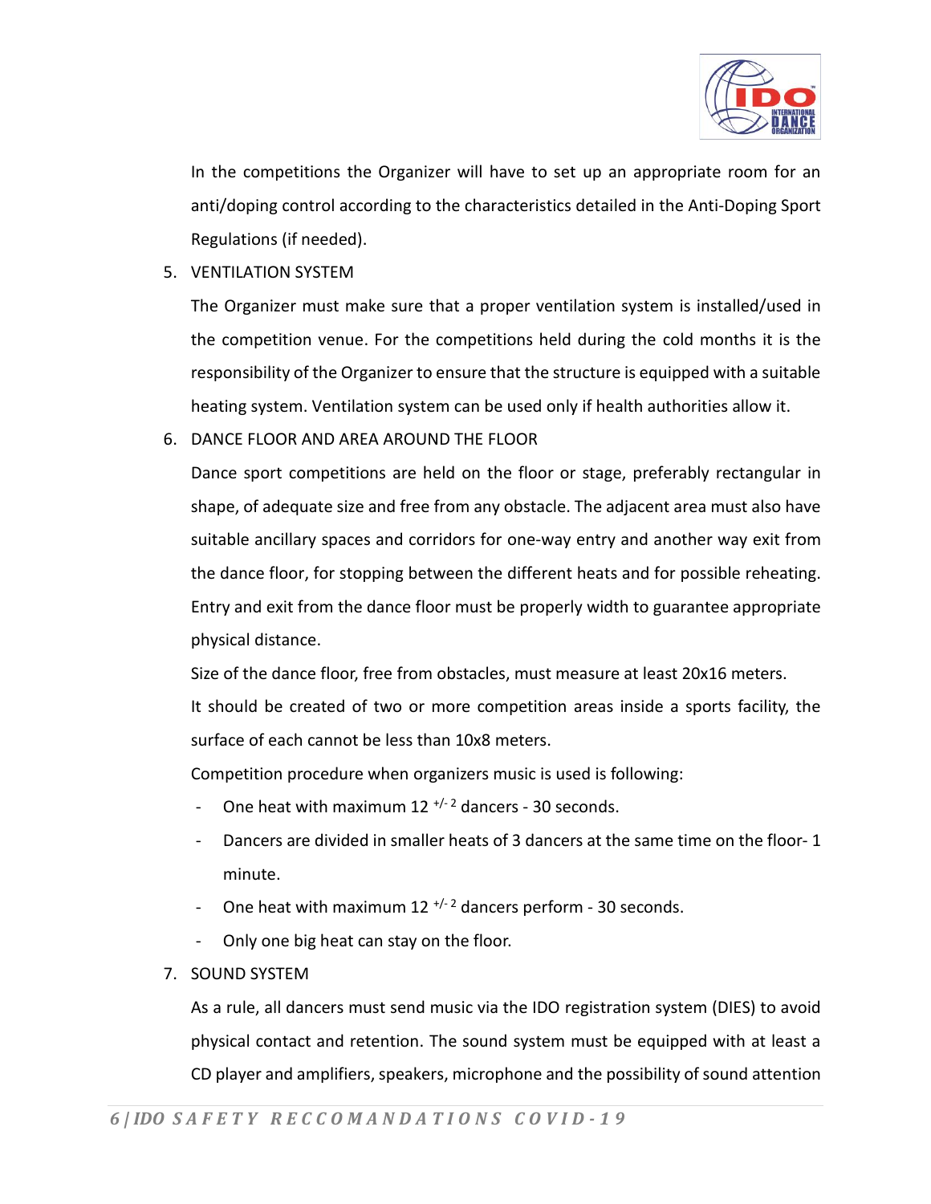In the competitions the Organizer will have to set up an appropriate room for an anti/doping control according to the characteristics detailed in the Anti-Doping Sport Regulations (if needed).

5. VENTILATION SYSTEM

   The Organizer must make sure that a proper ventilation system is installed/used in the competition venue. For the competitions held during the cold months it is the responsibility of the Organizer to ensure that the structure is equipped with a suitable heating system. Ventilation system can be used only if health authorities allow it.

6. DANCE FLOOR AND AREA AROUND THE FLOOR

   Dance sport competitions are held on the floor or stage, preferably rectangular in shape, of adequate size and free from any obstacle. The adjacent area must also have suitable ancillary spaces and corridors for one-way entry and another way exit from the dance floor, for stopping between the different heats and for possible reheating. Entry and exit from the dance floor must be properly width to guarantee appropriate physical distance.

   Size of the dance floor, free from obstacles, must measure at least 20x16 meters.

   It should be created of two or more competition areas inside a sports facility, the surface of each cannot be less than 10x8 meters.

   Competition procedure when organizers music is used is following:

   - One heat with maximum 12 $^{+/-2}$ dancers - 30 seconds.
   - Dancers are divided in smaller heats of 3 dancers at the same time on the floor- 1 minute.
   - One heat with maximum 12 $^{+/-2}$ dancers perform - 30 seconds.
   - Only one big heat can stay on the floor.

7. SOUND SYSTEM

   As a rule, all dancers must send music via the IDO registration system (DIES) to avoid physical contact and retention. The sound system must be equipped with at least a CD player and amplifiers, speakers, microphone and the possibility of sound attention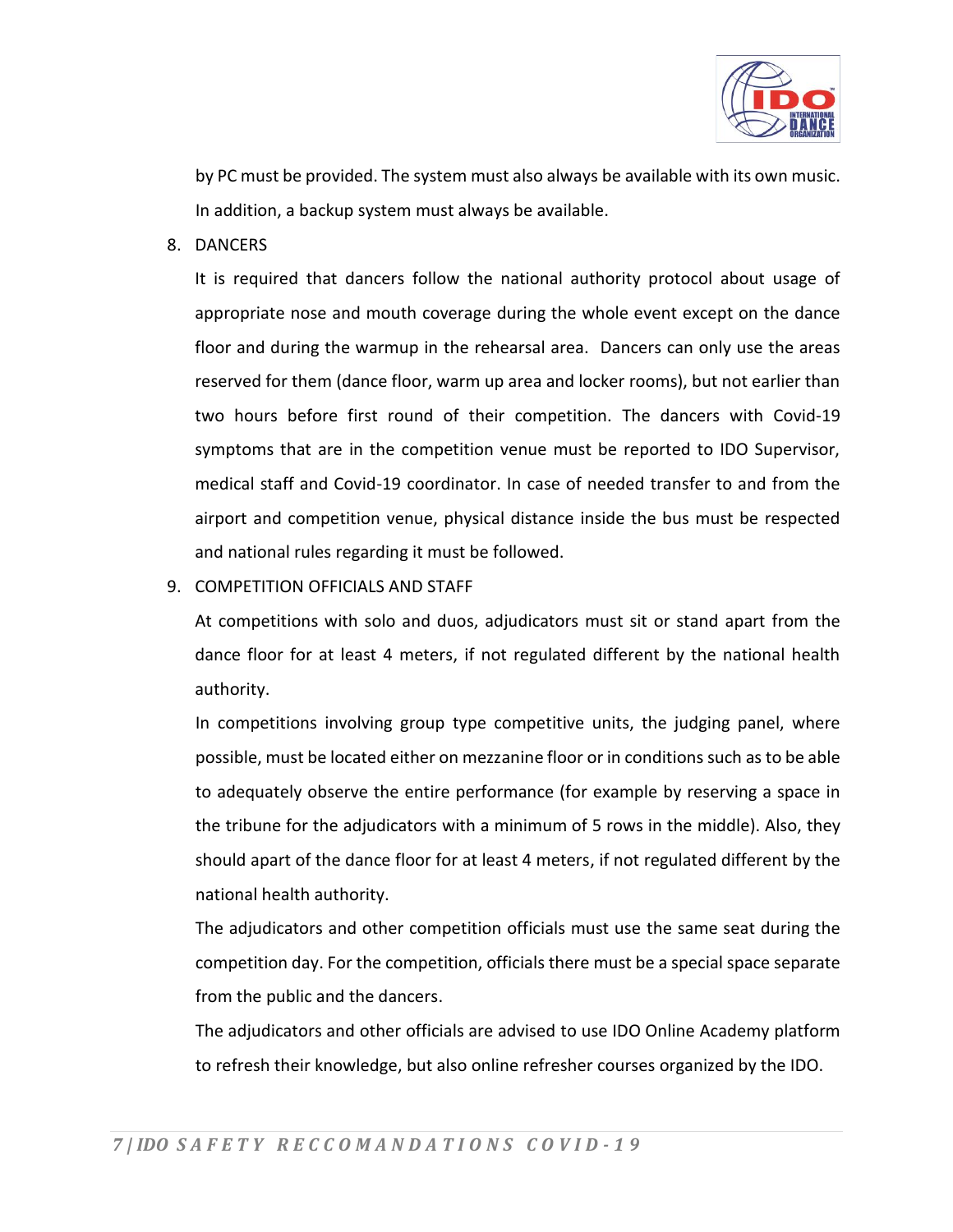by PC must be provided. The system must also always be available with its own music. In addition, a backup system must always be available.

8. DANCERS

   It is required that dancers follow the national authority protocol about usage of appropriate nose and mouth coverage during the whole event except on the dance floor and during the warmup in the rehearsal area. Dancers can only use the areas reserved for them (dance floor, warm up area and locker rooms), but not earlier than two hours before first round of their competition. The dancers with Covid-19 symptoms that are in the competition venue must be reported to IDO Supervisor, medical staff and Covid-19 coordinator. In case of needed transfer to and from the airport and competition venue, physical distance inside the bus must be respected and national rules regarding it must be followed.

9. COMPETITION OFFICIALS AND STAFF

   At competitions with solo and duos, adjudicators must sit or stand apart from the dance floor for at least 4 meters, if not regulated different by the national health authority.

   In competitions involving group type competitive units, the judging panel, where possible, must be located either on mezzanine floor or in conditions such as to be able to adequately observe the entire performance (for example by reserving a space in the tribune for the adjudicators with a minimum of 5 rows in the middle). Also, they should apart of the dance floor for at least 4 meters, if not regulated different by the national health authority.

   The adjudicators and other competition officials must use the same seat during the competition day. For the competition, officials there must be a special space separate from the public and the dancers.

   The adjudicators and other officials are advised to use IDO Online Academy platform to refresh their knowledge, but also online refresher courses organized by the IDO.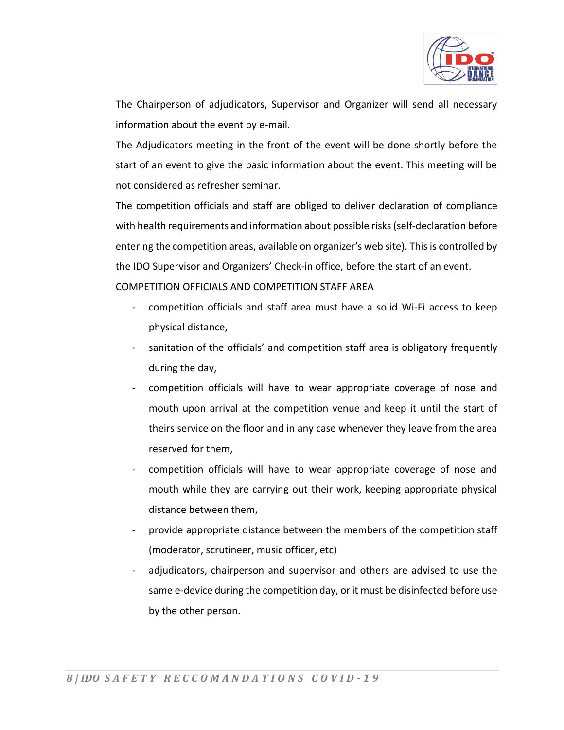The Chairperson of adjudicators, Supervisor and Organizer will send all necessary information about the event by e-mail.

The Adjudicators meeting in the front of the event will be done shortly before the start of an event to give the basic information about the event. This meeting will be not considered as refresher seminar.

The competition officials and staff are obliged to deliver declaration of compliance with health requirements and information about possible risks (self-declaration before entering the competition areas, available on organizer's web site). This is controlled by the IDO Supervisor and Organizers' Check-in office, before the start of an event.

COMPETITION OFFICIALS AND COMPETITION STAFF AREA

- competition officials and staff area must have a solid Wi-Fi access to keep physical distance,
- sanitation of the officials' and competition staff area is obligatory frequently during the day,
- competition officials will have to wear appropriate coverage of nose and mouth upon arrival at the competition venue and keep it until the start of theirs service on the floor and in any case whenever they leave from the area reserved for them,
- competition officials will have to wear appropriate coverage of nose and mouth while they are carrying out their work, keeping appropriate physical distance between them,
- provide appropriate distance between the members of the competition staff (moderator, scrutineer, music officer, etc)
- adjudicators, chairperson and supervisor and others are advised to use the same e-device during the competition day, or it must be disinfected before use by the other person.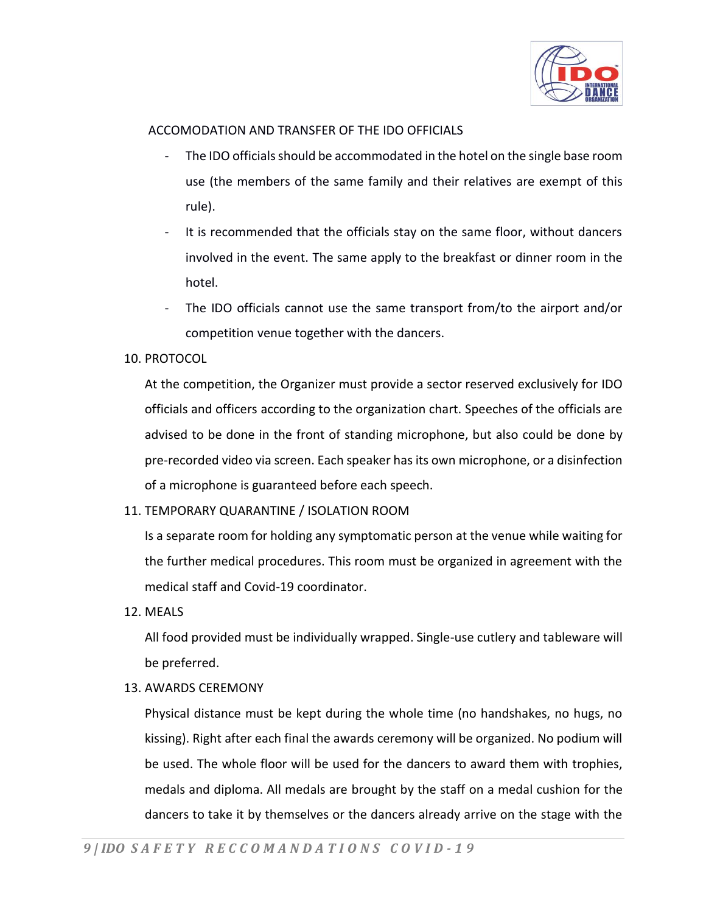ACCOMODATION AND TRANSFER OF THE IDO OFFICIALS

- The IDO officials should be accommodated in the hotel on the single base room use (the members of the same family and their relatives are exempt of this rule).
- It is recommended that the officials stay on the same floor, without dancers involved in the event. The same apply to the breakfast or dinner room in the hotel.
- The IDO officials cannot use the same transport from/to the airport and/or competition venue together with the dancers.

10. PROTOCOL

    At the competition, the Organizer must provide a sector reserved exclusively for IDO officials and officers according to the organization chart. Speeches of the officials are advised to be done in the front of standing microphone, but also could be done by pre-recorded video via screen. Each speaker has its own microphone, or a disinfection of a microphone is guaranteed before each speech.

11. TEMPORARY QUARANTINE / ISOLATION ROOM

    Is a separate room for holding any symptomatic person at the venue while waiting for the further medical procedures. This room must be organized in agreement with the medical staff and Covid-19 coordinator.

12. MEALS

    All food provided must be individually wrapped. Single-use cutlery and tableware will be preferred.

13. AWARDS CEREMONY

    Physical distance must be kept during the whole time (no handshakes, no hugs, no kissing). Right after each final the awards ceremony will be organized. No podium will be used. The whole floor will be used for the dancers to award them with trophies, medals and diploma. All medals are brought by the staff on a medal cushion for the dancers to take it by themselves or the dancers already arrive on the stage with the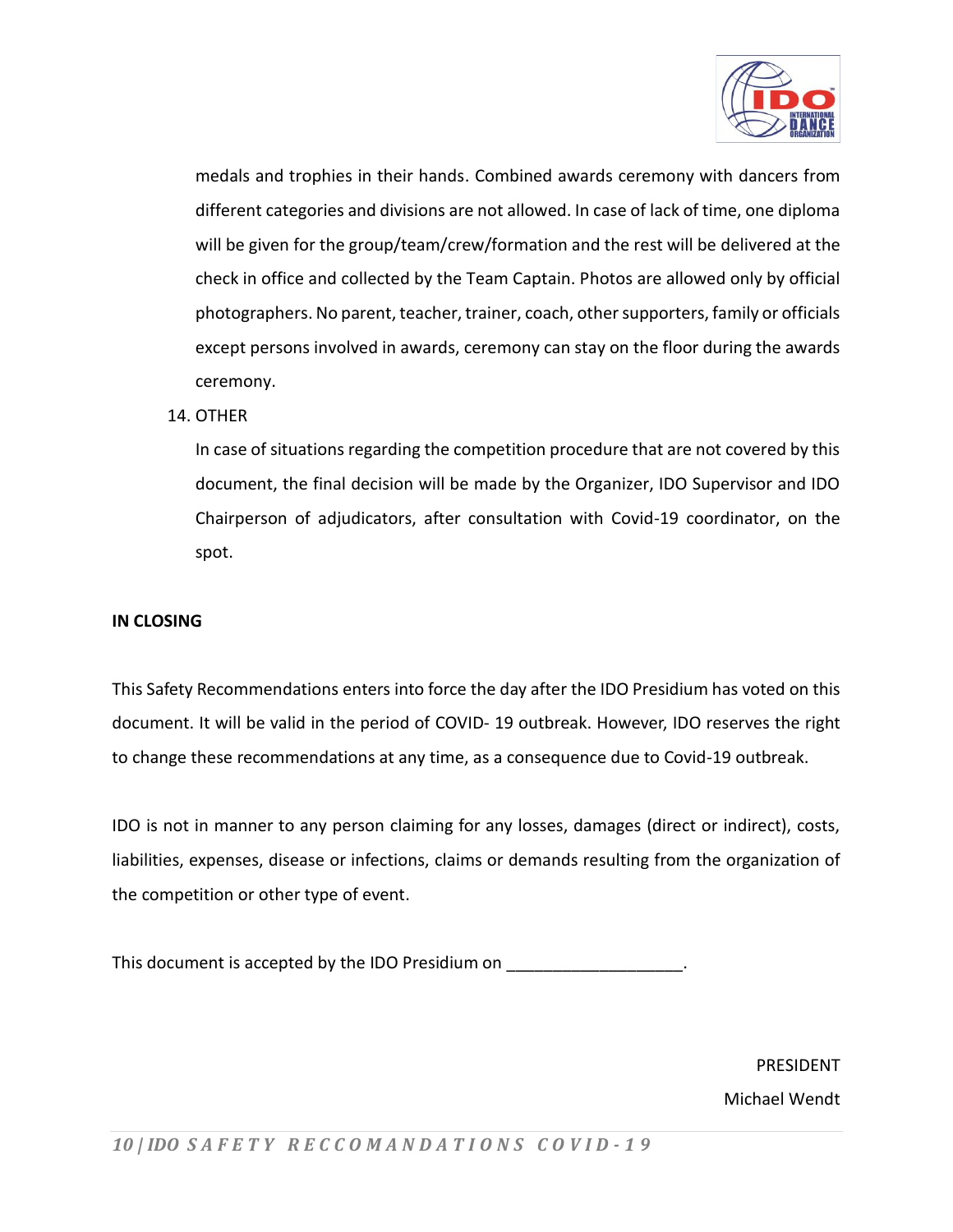medals and trophies in their hands. Combined awards ceremony with dancers from different categories and divisions are not allowed. In case of lack of time, one diploma will be given for the group/team/crew/formation and the rest will be delivered at the check in office and collected by the Team Captain. Photos are allowed only by official photographers. No parent, teacher, trainer, coach, other supporters, family or officials except persons involved in awards, ceremony can stay on the floor during the awards ceremony.

14. OTHER

    In case of situations regarding the competition procedure that are not covered by this document, the final decision will be made by the Organizer, IDO Supervisor and IDO Chairperson of adjudicators, after consultation with Covid-19 coordinator, on the spot.

**IN CLOSING**

This Safety Recommendations enters into force the day after the IDO Presidium has voted on this document. It will be valid in the period of COVID- 19 outbreak. However, IDO reserves the right to change these recommendations at any time, as a consequence due to Covid-19 outbreak.

IDO is not in manner to any person claiming for any losses, damages (direct or indirect), costs, liabilities, expenses, disease or infections, claims or demands resulting from the organization of the competition or other type of event.

This document is accepted by the IDO Presidium on ___________________.

PRESIDENT

Michael Wendt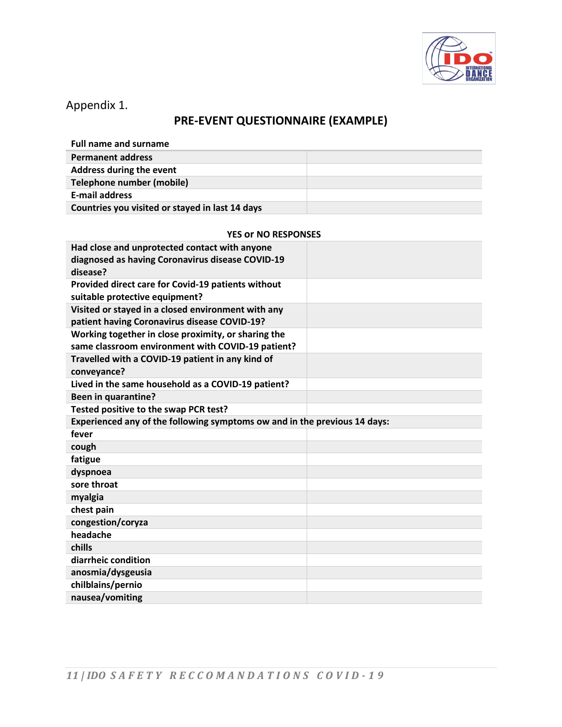Appendix 1.

## PRE-EVENT QUESTIONNAIRE (EXAMPLE)

| **Full name and surname** | |
|---|---|
| **Permanent address** | |
| **Address during the event** | |
| **Telephone number (mobile)** | |
| **E-mail address** | |
| **Countries you visited or stayed in last 14 days** | |

**YES or NO RESPONSES**

| | |
|---|---|
| **Had close and unprotected contact with anyone diagnosed as having Coronavirus disease COVID-19 disease?** | |
| **Provided direct care for Covid-19 patients without suitable protective equipment?** | |
| **Visited or stayed in a closed environment with any patient having Coronavirus disease COVID-19?** | |
| **Working together in close proximity, or sharing the same classroom environment with COVID-19 patient?** | |
| **Travelled with a COVID-19 patient in any kind of conveyance?** | |
| **Lived in the same household as a COVID-19 patient?** | |
| **Been in quarantine?** | |
| **Tested positive to the swap PCR test?** | |
| **Experienced any of the following symptoms ow and in the previous 14 days:** | |
| **fever** | |
| **cough** | |
| **fatigue** | |
| **dyspnoea** | |
| **sore throat** | |
| **myalgia** | |
| **chest pain** | |
| **congestion/coryza** | |
| **headache** | |
| **chills** | |
| **diarrheic condition** | |
| **anosmia/dysgeusia** | |
| **chilblains/pernio** | |
| **nausea/vomiting** | |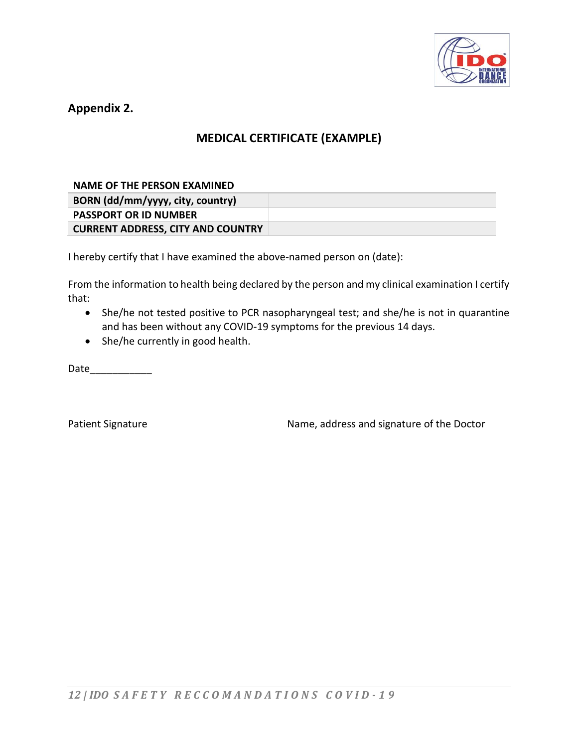## Appendix 2.

### MEDICAL CERTIFICATE (EXAMPLE)

| | |
|---|---|
| **NAME OF THE PERSON EXAMINED** | |
| **BORN (dd/mm/yyyy, city, country)** | |
| **PASSPORT OR ID NUMBER** | |
| **CURRENT ADDRESS, CITY AND COUNTRY** | |

I hereby certify that I have examined the above-named person on (date):

From the information to health being declared by the person and my clinical examination I certify that:

- She/he not tested positive to PCR nasopharyngeal test; and she/he is not in quarantine and has been without any COVID-19 symptoms for the previous 14 days.
- She/he currently in good health.

Date___________

Patient Signature

Name, address and signature of the Doctor